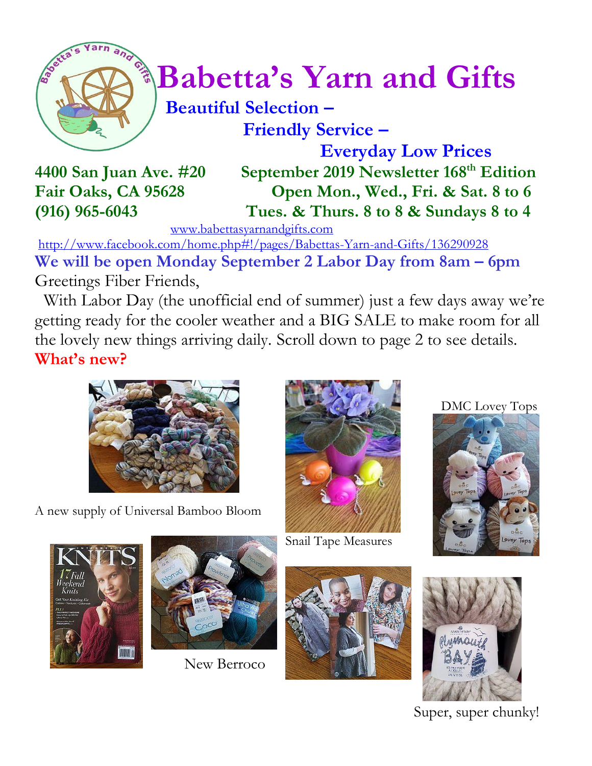# Babetta's Yarn and Gifts

**Beautiful Selection –**

**Friendly Service –**

**Everyday Low Prices**

**4400 San Juan Ave. #20**
**Fair Oaks, CA 95628**
**(916) 965-6043**

**September 2019 Newsletter 168th Edition**
**Open Mon., Wed., Fri. & Sat. 8 to 6**
**Tues. & Thurs. 8 to 8 & Sundays 8 to 4**

www.babettasyarnandgifts.com

http://www.facebook.com/home.php#!/pages/Babettas-Yarn-and-Gifts/136290928

**We will be open Monday September 2 Labor Day from 8am – 6pm**

Greetings Fiber Friends,

With Labor Day (the unofficial end of summer) just a few days away we're getting ready for the cooler weather and a BIG SALE to make room for all the lovely new things arriving daily. Scroll down to page 2 to see details.

**What's new?**

A new supply of Universal Bamboo Bloom

Snail Tape Measures

DMC Lovey Tops

New Berroco

Super, super chunky!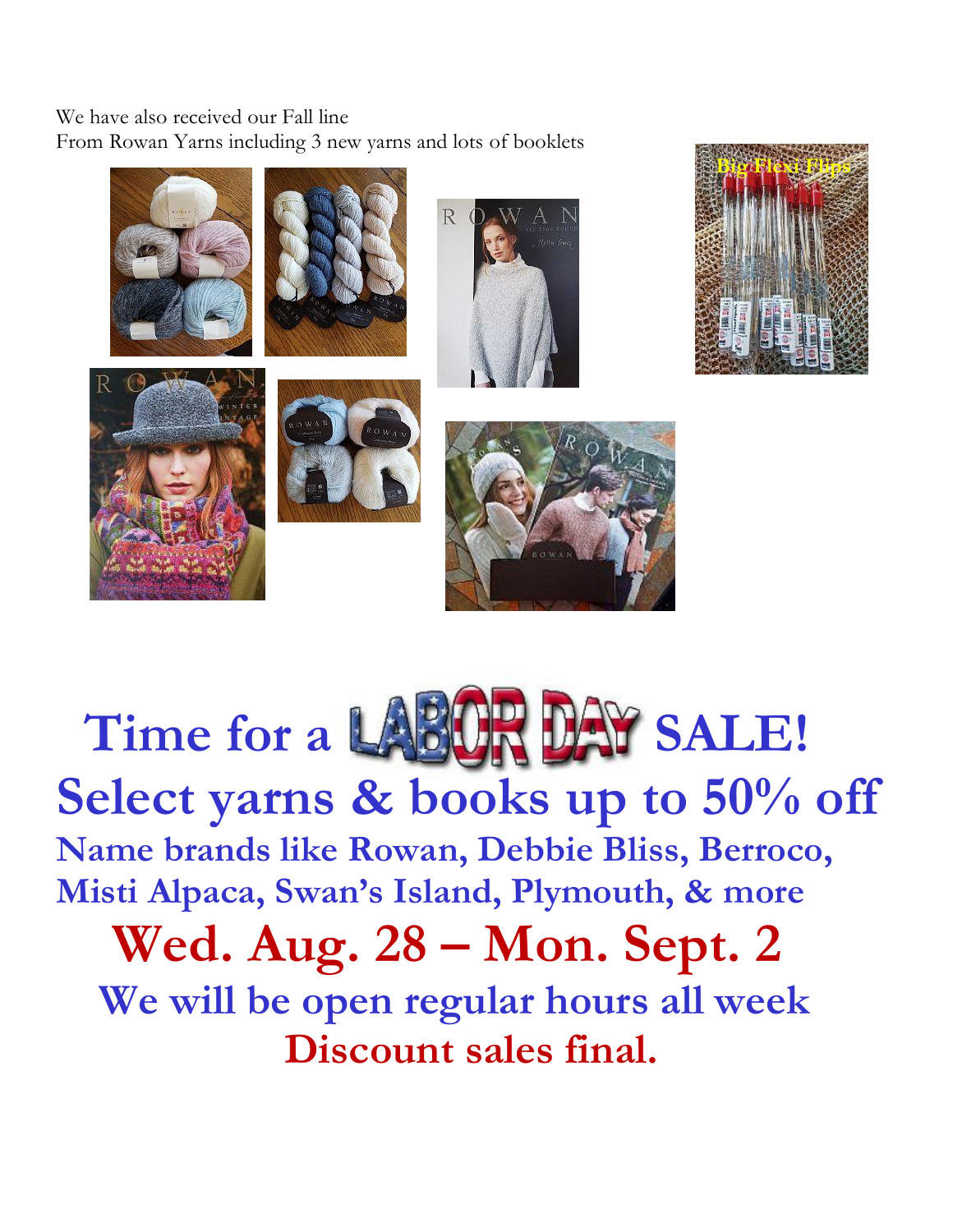We have also received our Fall line
From Rowan Yarns including 3 new yarns and lots of booklets

# Time for a LABOR DAY SALE!

## Select yarns & books up to 50% off

### Name brands like Rowan, Debbie Bliss, Berroco, Misti Alpaca, Swan's Island, Plymouth, & more

## Wed. Aug. 28 – Mon. Sept. 2

### We will be open regular hours all week

### Discount sales final.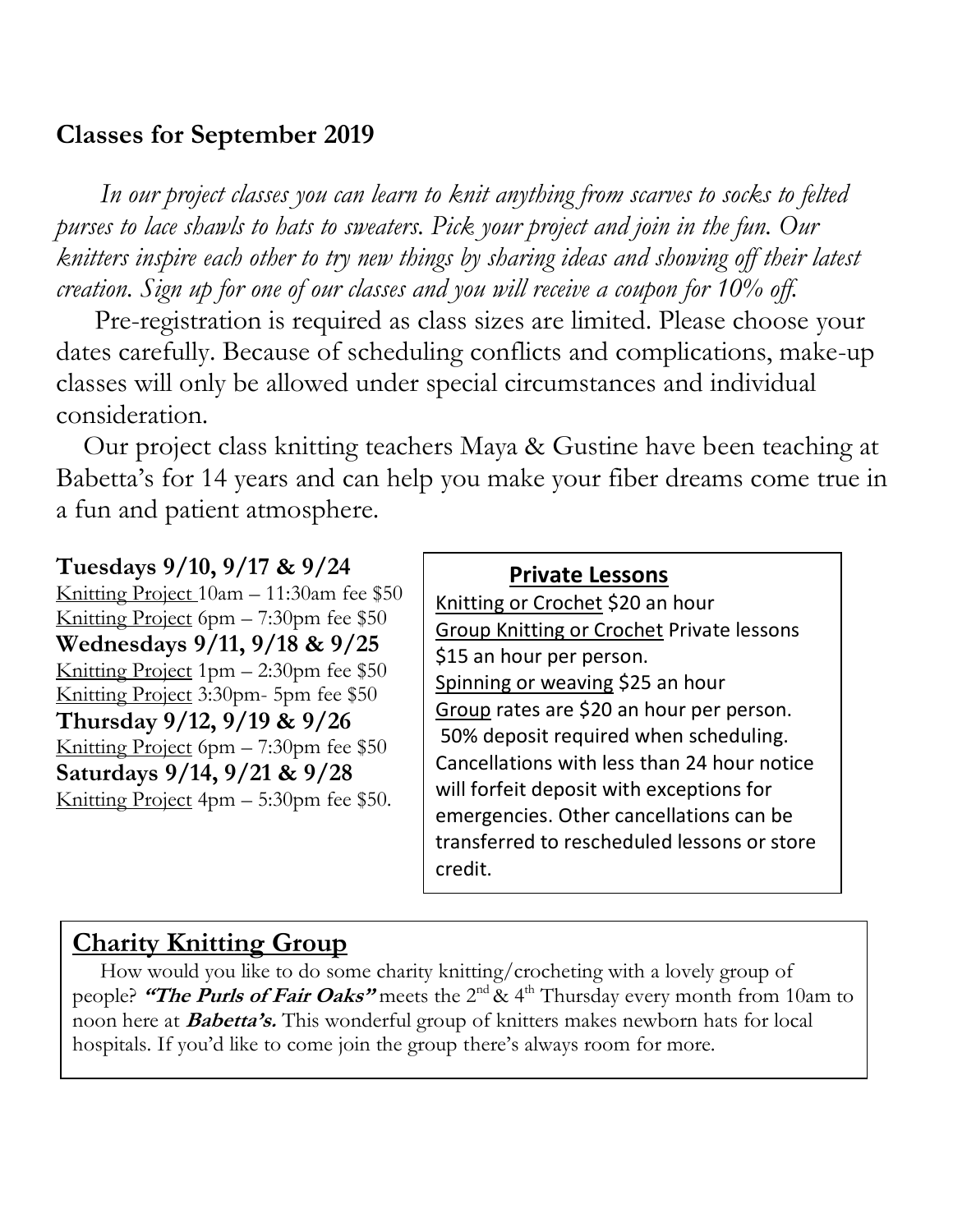## Classes for September 2019

*In our project classes you can learn to knit anything from scarves to socks to felted purses to lace shawls to hats to sweaters. Pick your project and join in the fun. Our knitters inspire each other to try new things by sharing ideas and showing off their latest creation. Sign up for one of our classes and you will receive a coupon for 10% off.*

Pre-registration is required as class sizes are limited. Please choose your dates carefully. Because of scheduling conflicts and complications, make-up classes will only be allowed under special circumstances and individual consideration.

Our project class knitting teachers Maya & Gustine have been teaching at Babetta's for 14 years and can help you make your fiber dreams come true in a fun and patient atmosphere.

**Tuesdays 9/10, 9/17 & 9/24**
Knitting Project 10am – 11:30am fee $50
Knitting Project 6pm – 7:30pm fee $50
**Wednesdays 9/11, 9/18 & 9/25**
Knitting Project 1pm – 2:30pm fee $50
Knitting Project 3:30pm- 5pm fee $50
**Thursday 9/12, 9/19 & 9/26**
Knitting Project 6pm – 7:30pm fee $50
**Saturdays 9/14, 9/21 & 9/28**
Knitting Project 4pm – 5:30pm fee $50.

### Private Lessons

Knitting or Crochet $20 an hour
Group Knitting or Crochet Private lessons $15 an hour per person.
Spinning or weaving $25 an hour
Group rates are $20 an hour per person.
50% deposit required when scheduling. Cancellations with less than 24 hour notice will forfeit deposit with exceptions for emergencies. Other cancellations can be transferred to rescheduled lessons or store credit.

## Charity Knitting Group

How would you like to do some charity knitting/crocheting with a lovely group of people? ***"The Purls of Fair Oaks"*** meets the 2nd & 4th Thursday every month from 10am to noon here at ***Babetta's.*** This wonderful group of knitters makes newborn hats for local hospitals. If you'd like to come join the group there's always room for more.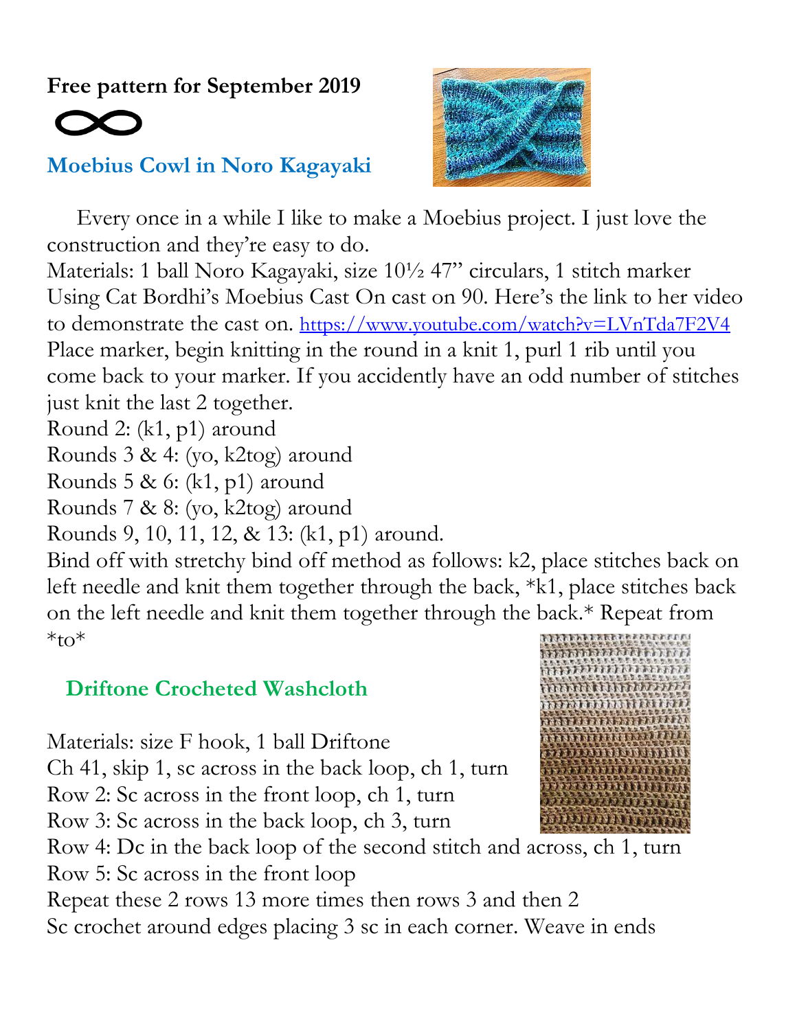**Free pattern for September 2019**

∞

## Moebius Cowl in Noro Kagayaki

Every once in a while I like to make a Moebius project. I just love the construction and they're easy to do.

Materials: 1 ball Noro Kagayaki, size 10½ 47" circulars, 1 stitch marker

Using Cat Bordhi's Moebius Cast On cast on 90. Here's the link to her video to demonstrate the cast on. https://www.youtube.com/watch?v=LVnTda7F2V4

Place marker, begin knitting in the round in a knit 1, purl 1 rib until you come back to your marker. If you accidently have an odd number of stitches just knit the last 2 together.

Round 2: (k1, p1) around

Rounds 3 & 4: (yo, k2tog) around

Rounds 5 & 6: (k1, p1) around

Rounds 7 & 8: (yo, k2tog) around

Rounds 9, 10, 11, 12, & 13: (k1, p1) around.

Bind off with stretchy bind off method as follows: k2, place stitches back on left needle and knit them together through the back, *k1, place stitches back on the left needle and knit them together through the back.* Repeat from *to*

## Driftone Crocheted Washcloth

Materials: size F hook, 1 ball Driftone

Ch 41, skip 1, sc across in the back loop, ch 1, turn

Row 2: Sc across in the front loop, ch 1, turn

Row 3: Sc across in the back loop, ch 3, turn

Row 4: Dc in the back loop of the second stitch and across, ch 1, turn

Row 5: Sc across in the front loop

Repeat these 2 rows 13 more times then rows 3 and then 2

Sc crochet around edges placing 3 sc in each corner. Weave in ends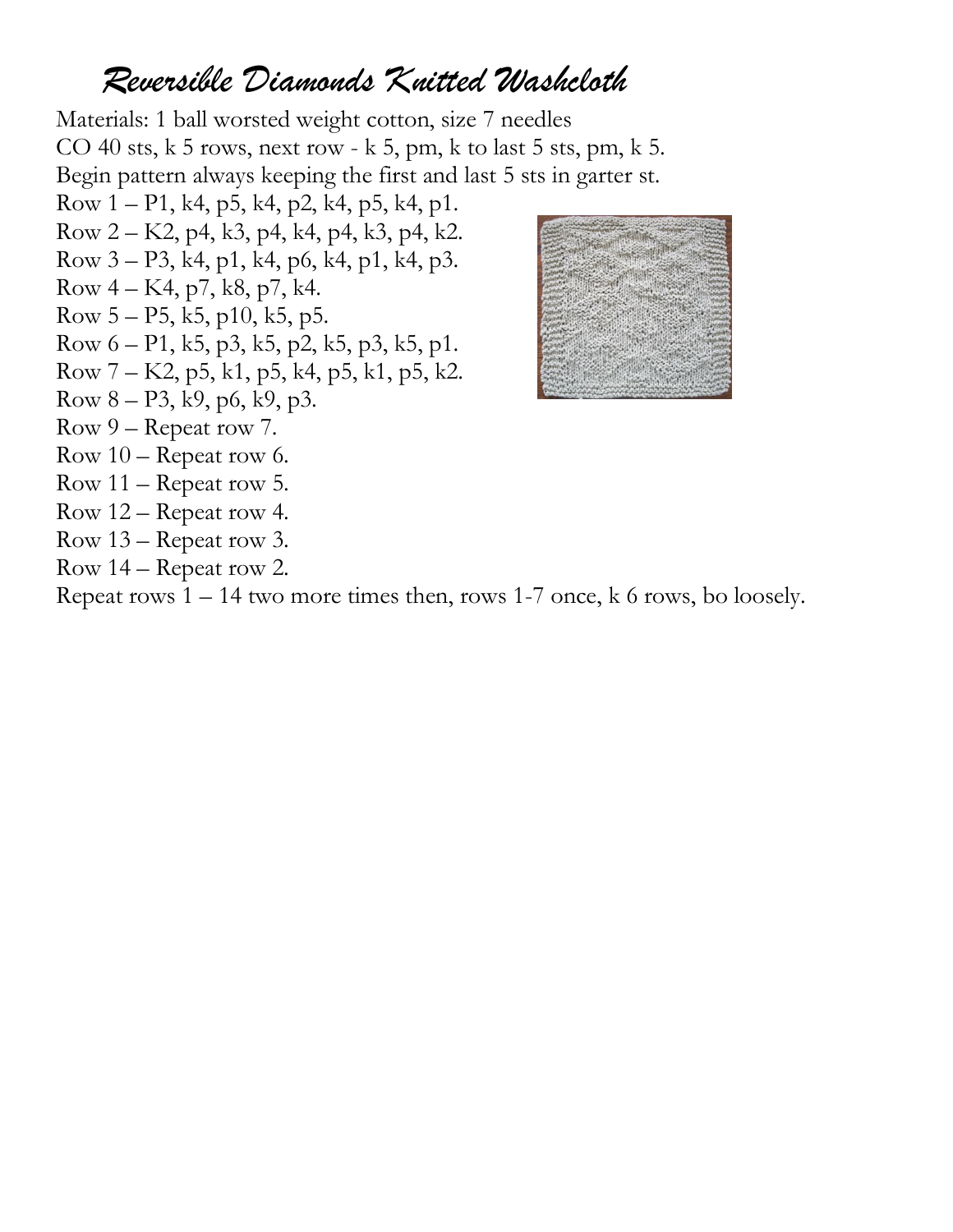# *Reversible Diamonds Knitted Washcloth*

Materials: 1 ball worsted weight cotton, size 7 needles

CO 40 sts, k 5 rows, next row - k 5, pm, k to last 5 sts, pm, k 5.

Begin pattern always keeping the first and last 5 sts in garter st.

Row 1 – P1, k4, p5, k4, p2, k4, p5, k4, p1.
Row 2 – K2, p4, k3, p4, k4, p4, k3, p4, k2.
Row 3 – P3, k4, p1, k4, p6, k4, p1, k4, p3.
Row 4 – K4, p7, k8, p7, k4.
Row 5 – P5, k5, p10, k5, p5.
Row 6 – P1, k5, p3, k5, p2, k5, p3, k5, p1.
Row 7 – K2, p5, k1, p5, k4, p5, k1, p5, k2.
Row 8 – P3, k9, p6, k9, p3.
Row 9 – Repeat row 7.
Row 10 – Repeat row 6.
Row 11 – Repeat row 5.
Row 12 – Repeat row 4.
Row 13 – Repeat row 3.
Row 14 – Repeat row 2.

Repeat rows 1 – 14 two more times then, rows 1-7 once, k 6 rows, bo loosely.